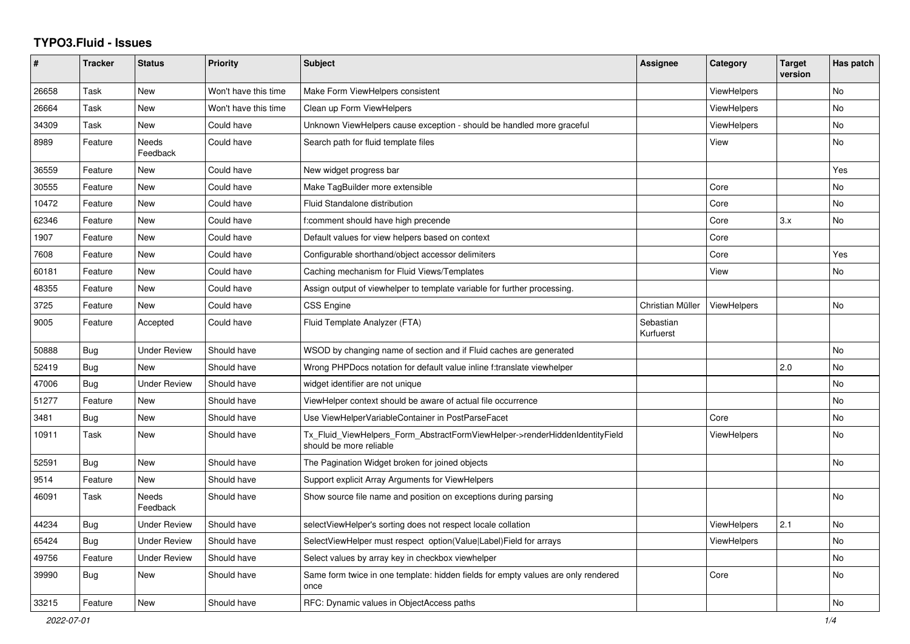# TYPO3.Fluid - Issues

| # | Tracker | Status | Priority | Subject | Assignee | Category | Target version | Has patch |
|---|---|---|---|---|---|---|---|---|
| 26658 | Task | New | Won't have this time | Make Form ViewHelpers consistent | | ViewHelpers | | No |
| 26664 | Task | New | Won't have this time | Clean up Form ViewHelpers | | ViewHelpers | | No |
| 34309 | Task | New | Could have | Unknown ViewHelpers cause exception - should be handled more graceful | | ViewHelpers | | No |
| 8989 | Feature | Needs Feedback | Could have | Search path for fluid template files | | View | | No |
| 36559 | Feature | New | Could have | New widget progress bar | | | | Yes |
| 30555 | Feature | New | Could have | Make TagBuilder more extensible | | Core | | No |
| 10472 | Feature | New | Could have | Fluid Standalone distribution | | Core | | No |
| 62346 | Feature | New | Could have | f:comment should have high precende | | Core | 3.x | No |
| 1907 | Feature | New | Could have | Default values for view helpers based on context | | Core | | |
| 7608 | Feature | New | Could have | Configurable shorthand/object accessor delimiters | | Core | | Yes |
| 60181 | Feature | New | Could have | Caching mechanism for Fluid Views/Templates | | View | | No |
| 48355 | Feature | New | Could have | Assign output of viewhelper to template variable for further processing. | | | | |
| 3725 | Feature | New | Could have | CSS Engine | Christian Müller | ViewHelpers | | No |
| 9005 | Feature | Accepted | Could have | Fluid Template Analyzer (FTA) | Sebastian Kurfuerst | | | |
| 50888 | Bug | Under Review | Should have | WSOD by changing name of section and if Fluid caches are generated | | | | No |
| 52419 | Bug | New | Should have | Wrong PHPDocs notation for default value inline f:translate viewhelper | | | 2.0 | No |
| 47006 | Bug | Under Review | Should have | widget identifier are not unique | | | | No |
| 51277 | Feature | New | Should have | ViewHelper context should be aware of actual file occurrence | | | | No |
| 3481 | Bug | New | Should have | Use ViewHelperVariableContainer in PostParseFacet | | Core | | No |
| 10911 | Task | New | Should have | Tx_Fluid_ViewHelpers_Form_AbstractFormViewHelper->renderHiddenIdentityField should be more reliable | | ViewHelpers | | No |
| 52591 | Bug | New | Should have | The Pagination Widget broken for joined objects | | | | No |
| 9514 | Feature | New | Should have | Support explicit Array Arguments for ViewHelpers | | | | |
| 46091 | Task | Needs Feedback | Should have | Show source file name and position on exceptions during parsing | | | | No |
| 44234 | Bug | Under Review | Should have | selectViewHelper's sorting does not respect locale collation | | ViewHelpers | 2.1 | No |
| 65424 | Bug | Under Review | Should have | SelectViewHelper must respect option(Value\|Label)Field for arrays | | ViewHelpers | | No |
| 49756 | Feature | Under Review | Should have | Select values by array key in checkbox viewhelper | | | | No |
| 39990 | Bug | New | Should have | Same form twice in one template: hidden fields for empty values are only rendered once | | Core | | No |
| 33215 | Feature | New | Should have | RFC: Dynamic values in ObjectAccess paths | | | | No |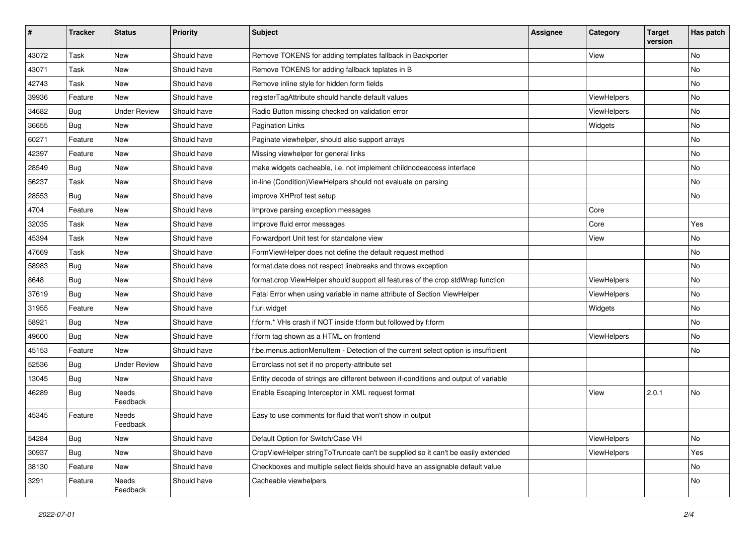| # | Tracker | Status | Priority | Subject | Assignee | Category | Target version | Has patch |
|---|---|---|---|---|---|---|---|---|
| 43072 | Task | New | Should have | Remove TOKENS for adding templates fallback in Backporter | | View | | No |
| 43071 | Task | New | Should have | Remove TOKENS for adding fallback teplates in B | | | | No |
| 42743 | Task | New | Should have | Remove inline style for hidden form fields | | | | No |
| 39936 | Feature | New | Should have | registerTagAttribute should handle default values | | ViewHelpers | | No |
| 34682 | Bug | Under Review | Should have | Radio Button missing checked on validation error | | ViewHelpers | | No |
| 36655 | Bug | New | Should have | Pagination Links | | Widgets | | No |
| 60271 | Feature | New | Should have | Paginate viewhelper, should also support arrays | | | | No |
| 42397 | Feature | New | Should have | Missing viewhelper for general links | | | | No |
| 28549 | Bug | New | Should have | make widgets cacheable, i.e. not implement childnodeaccess interface | | | | No |
| 56237 | Task | New | Should have | in-line (Condition)ViewHelpers should not evaluate on parsing | | | | No |
| 28553 | Bug | New | Should have | improve XHProf test setup | | | | No |
| 4704 | Feature | New | Should have | Improve parsing exception messages | | Core | | |
| 32035 | Task | New | Should have | Improve fluid error messages | | Core | | Yes |
| 45394 | Task | New | Should have | Forwardport Unit test for standalone view | | View | | No |
| 47669 | Task | New | Should have | FormViewHelper does not define the default request method | | | | No |
| 58983 | Bug | New | Should have | format.date does not respect linebreaks and throws exception | | | | No |
| 8648 | Bug | New | Should have | format.crop ViewHelper should support all features of the crop stdWrap function | | ViewHelpers | | No |
| 37619 | Bug | New | Should have | Fatal Error when using variable in name attribute of Section ViewHelper | | ViewHelpers | | No |
| 31955 | Feature | New | Should have | f:uri.widget | | Widgets | | No |
| 58921 | Bug | New | Should have | f:form.* VHs crash if NOT inside f:form but followed by f:form | | | | No |
| 49600 | Bug | New | Should have | f:form tag shown as a HTML on frontend | | ViewHelpers | | No |
| 45153 | Feature | New | Should have | f:be.menus.actionMenuItem - Detection of the current select option is insufficient | | | | No |
| 52536 | Bug | Under Review | Should have | Errorclass not set if no property-attribute set | | | | |
| 13045 | Bug | New | Should have | Entity decode of strings are different between if-conditions and output of variable | | | | |
| 46289 | Bug | Needs Feedback | Should have | Enable Escaping Interceptor in XML request format | | View | 2.0.1 | No |
| 45345 | Feature | Needs Feedback | Should have | Easy to use comments for fluid that won't show in output | | | | |
| 54284 | Bug | New | Should have | Default Option for Switch/Case VH | | ViewHelpers | | No |
| 30937 | Bug | New | Should have | CropViewHelper stringToTruncate can't be supplied so it can't be easily extended | | ViewHelpers | | Yes |
| 38130 | Feature | New | Should have | Checkboxes and multiple select fields should have an assignable default value | | | | No |
| 3291 | Feature | Needs Feedback | Should have | Cacheable viewhelpers | | | | No |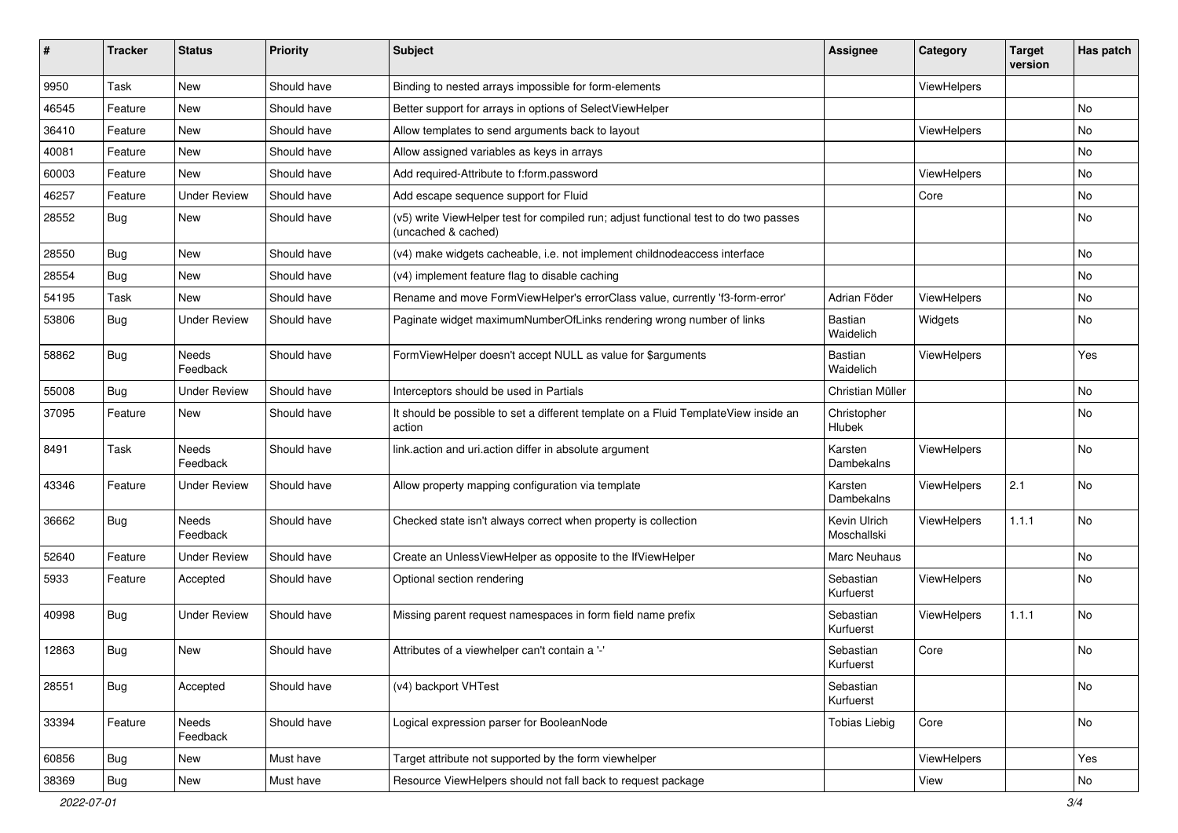| # | Tracker | Status | Priority | Subject | Assignee | Category | Target version | Has patch |
|---|---|---|---|---|---|---|---|---|
| 9950 | Task | New | Should have | Binding to nested arrays impossible for form-elements | | ViewHelpers | | |
| 46545 | Feature | New | Should have | Better support for arrays in options of SelectViewHelper | | | | No |
| 36410 | Feature | New | Should have | Allow templates to send arguments back to layout | | ViewHelpers | | No |
| 40081 | Feature | New | Should have | Allow assigned variables as keys in arrays | | | | No |
| 60003 | Feature | New | Should have | Add required-Attribute to f:form.password | | ViewHelpers | | No |
| 46257 | Feature | Under Review | Should have | Add escape sequence support for Fluid | | Core | | No |
| 28552 | Bug | New | Should have | (v5) write ViewHelper test for compiled run; adjust functional test to do two passes (uncached & cached) | | | | No |
| 28550 | Bug | New | Should have | (v4) make widgets cacheable, i.e. not implement childnodeaccess interface | | | | No |
| 28554 | Bug | New | Should have | (v4) implement feature flag to disable caching | | | | No |
| 54195 | Task | New | Should have | Rename and move FormViewHelper's errorClass value, currently 'f3-form-error' | Adrian Föder | ViewHelpers | | No |
| 53806 | Bug | Under Review | Should have | Paginate widget maximumNumberOfLinks rendering wrong number of links | Bastian Waidelich | Widgets | | No |
| 58862 | Bug | Needs Feedback | Should have | FormViewHelper doesn't accept NULL as value for $arguments | Bastian Waidelich | ViewHelpers | | Yes |
| 55008 | Bug | Under Review | Should have | Interceptors should be used in Partials | Christian Müller | | | No |
| 37095 | Feature | New | Should have | It should be possible to set a different template on a Fluid TemplateView inside an action | Christopher Hlubek | | | No |
| 8491 | Task | Needs Feedback | Should have | link.action and uri.action differ in absolute argument | Karsten Dambekalns | ViewHelpers | | No |
| 43346 | Feature | Under Review | Should have | Allow property mapping configuration via template | Karsten Dambekalns | ViewHelpers | 2.1 | No |
| 36662 | Bug | Needs Feedback | Should have | Checked state isn't always correct when property is collection | Kevin Ulrich Moschallski | ViewHelpers | 1.1.1 | No |
| 52640 | Feature | Under Review | Should have | Create an UnlessViewHelper as opposite to the IfViewHelper | Marc Neuhaus | | | No |
| 5933 | Feature | Accepted | Should have | Optional section rendering | Sebastian Kurfuerst | ViewHelpers | | No |
| 40998 | Bug | Under Review | Should have | Missing parent request namespaces in form field name prefix | Sebastian Kurfuerst | ViewHelpers | 1.1.1 | No |
| 12863 | Bug | New | Should have | Attributes of a viewhelper can't contain a '-' | Sebastian Kurfuerst | Core | | No |
| 28551 | Bug | Accepted | Should have | (v4) backport VHTest | Sebastian Kurfuerst | | | No |
| 33394 | Feature | Needs Feedback | Should have | Logical expression parser for BooleanNode | Tobias Liebig | Core | | No |
| 60856 | Bug | New | Must have | Target attribute not supported by the form viewhelper | | ViewHelpers | | Yes |
| 38369 | Bug | New | Must have | Resource ViewHelpers should not fall back to request package | | View | | No |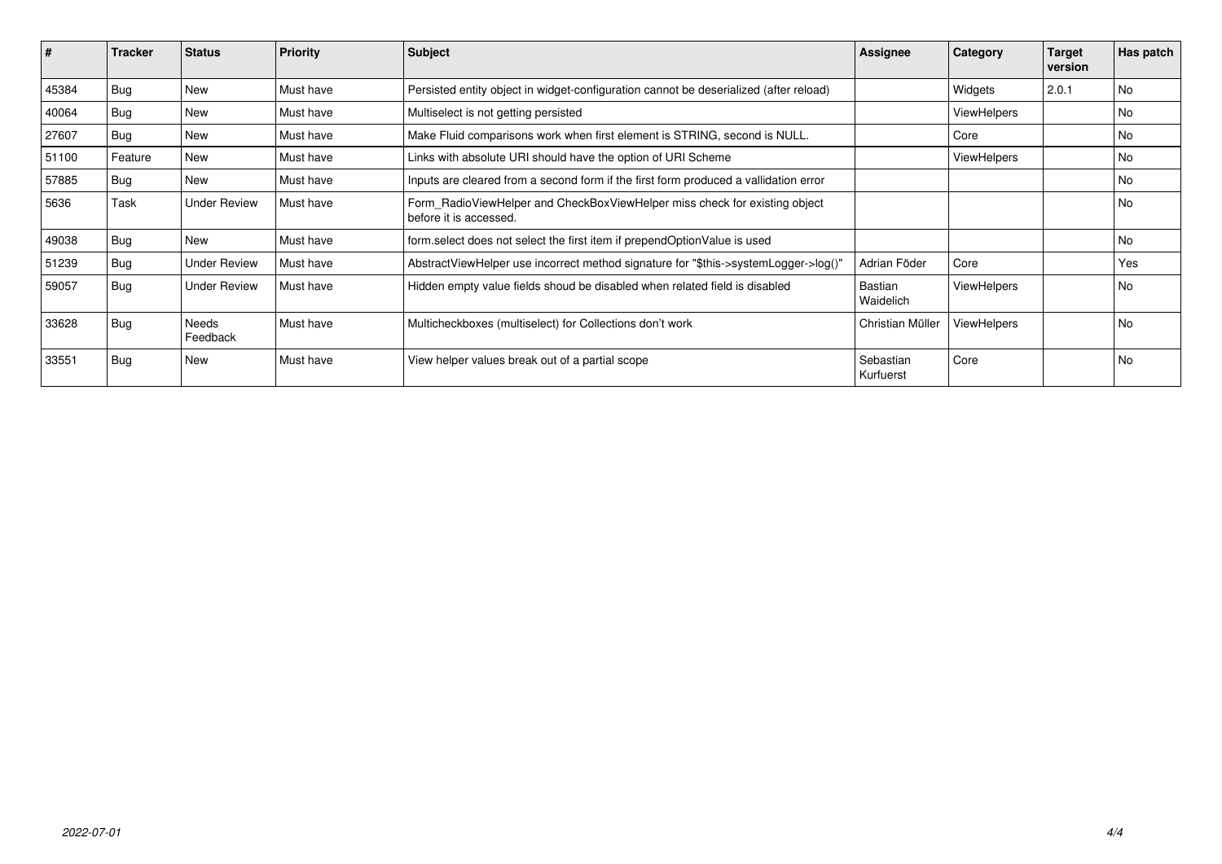| # | Tracker | Status | Priority | Subject | Assignee | Category | Target version | Has patch |
|---|---|---|---|---|---|---|---|---|
| 45384 | Bug | New | Must have | Persisted entity object in widget-configuration cannot be deserialized (after reload) | | Widgets | 2.0.1 | No |
| 40064 | Bug | New | Must have | Multiselect is not getting persisted | | ViewHelpers | | No |
| 27607 | Bug | New | Must have | Make Fluid comparisons work when first element is STRING, second is NULL. | | Core | | No |
| 51100 | Feature | New | Must have | Links with absolute URI should have the option of URI Scheme | | ViewHelpers | | No |
| 57885 | Bug | New | Must have | Inputs are cleared from a second form if the first form produced a vallidation error | | | | No |
| 5636 | Task | Under Review | Must have | Form_RadioViewHelper and CheckBoxViewHelper miss check for existing object before it is accessed. | | | | No |
| 49038 | Bug | New | Must have | form.select does not select the first item if prependOptionValue is used | | | | No |
| 51239 | Bug | Under Review | Must have | AbstractViewHelper use incorrect method signature for "$this->systemLogger->log()" | Adrian Föder | Core | | Yes |
| 59057 | Bug | Under Review | Must have | Hidden empty value fields shoud be disabled when related field is disabled | Bastian Waidelich | ViewHelpers | | No |
| 33628 | Bug | Needs Feedback | Must have | Multicheckboxes (multiselect) for Collections don't work | Christian Müller | ViewHelpers | | No |
| 33551 | Bug | New | Must have | View helper values break out of a partial scope | Sebastian Kurfuerst | Core | | No |